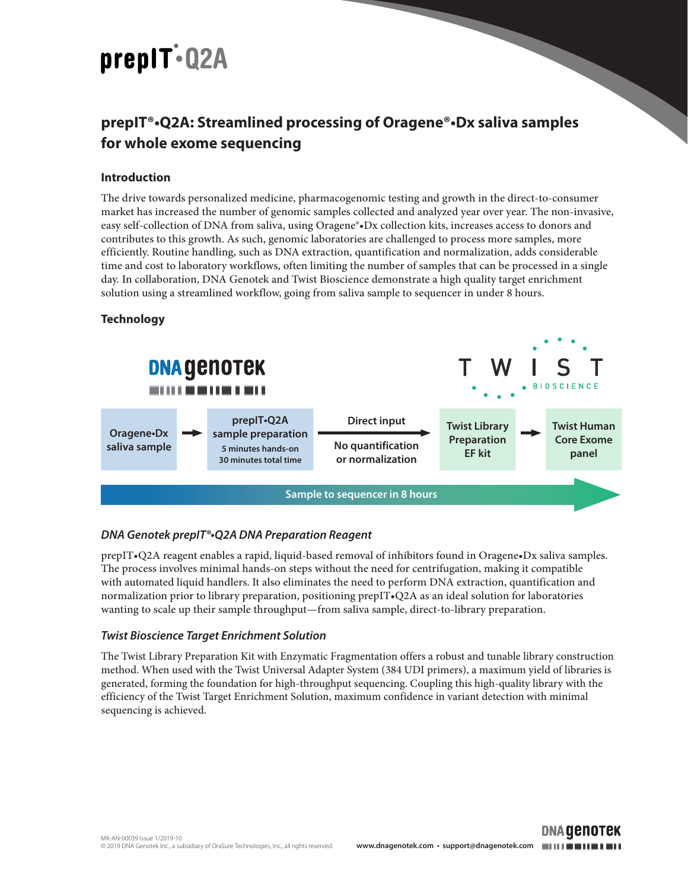# prepIT®•Q2A

## prepIT®•Q2A: Streamlined processing of Oragene®•Dx saliva samples for whole exome sequencing

### Introduction

The drive towards personalized medicine, pharmacogenomic testing and growth in the direct-to-consumer market has increased the number of genomic samples collected and analyzed year over year. The non-invasive, easy self-collection of DNA from saliva, using Oragene®•Dx collection kits, increases access to donors and contributes to this growth. As such, genomic laboratories are challenged to process more samples, more efficiently. Routine handling, such as DNA extraction, quantification and normalization, adds considerable time and cost to laboratory workflows, often limiting the number of samples that can be processed in a single day. In collaboration, DNA Genotek and Twist Bioscience demonstrate a high quality target enrichment solution using a streamlined workflow, going from saliva sample to sequencer in under 8 hours.

### Technology

DNA Genotek | Twist Bioscience

Oragene•Dx saliva sample → prepIT•Q2A sample preparation (5 minutes hands-on, 30 minutes total time) → Direct input (No quantification or normalization) → Twist Library Preparation EF kit → Twist Human Core Exome panel

Sample to sequencer in 8 hours

#### *DNA Genotek prepIT®•Q2A DNA Preparation Reagent*

prepIT•Q2A reagent enables a rapid, liquid-based removal of inhibitors found in Oragene•Dx saliva samples. The process involves minimal hands-on steps without the need for centrifugation, making it compatible with automated liquid handlers. It also eliminates the need to perform DNA extraction, quantification and normalization prior to library preparation, positioning prepIT•Q2A as an ideal solution for laboratories wanting to scale up their sample throughput—from saliva sample, direct-to-library preparation.

#### *Twist Bioscience Target Enrichment Solution*

The Twist Library Preparation Kit with Enzymatic Fragmentation offers a robust and tunable library construction method. When used with the Twist Universal Adapter System (384 UDI primers), a maximum yield of libraries is generated, forming the foundation for high-throughput sequencing. Coupling this high-quality library with the efficiency of the Twist Target Enrichment Solution, maximum confidence in variant detection with minimal sequencing is achieved.

MK-AN-00039 Issue 1/2019-10
© 2019 DNA Genotek Inc., a subsidiary of OraSure Technologies, Inc., all rights reserved.

www.dnagenotek.com • support@dnagenotek.com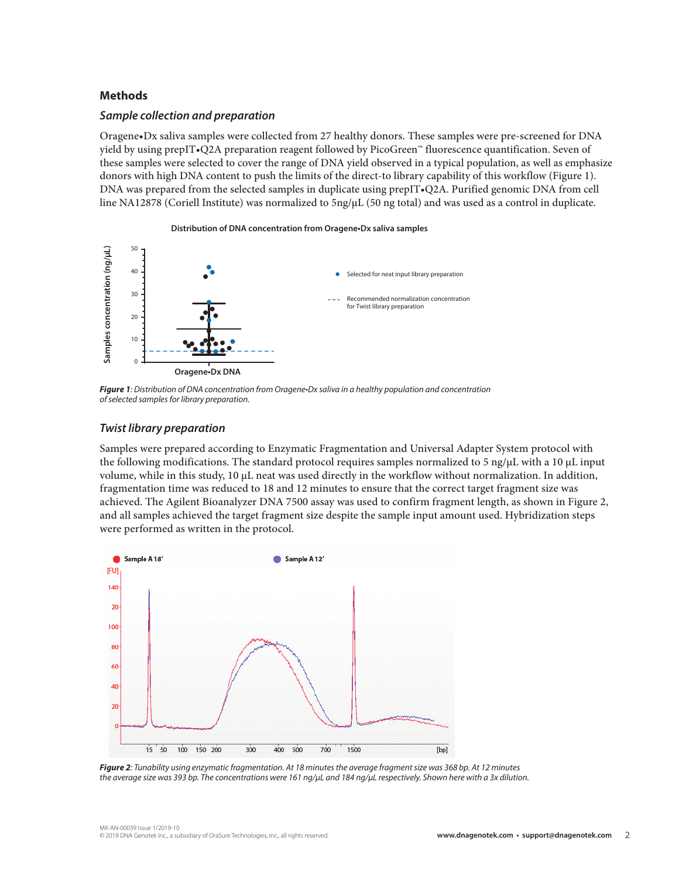## Methods

### *Sample collection and preparation*

Oragene•Dx saliva samples were collected from 27 healthy donors. These samples were pre-screened for DNA yield by using prepIT•Q2A preparation reagent followed by PicoGreen™ fluorescence quantification. Seven of these samples were selected to cover the range of DNA yield observed in a typical population, as well as emphasize donors with high DNA content to push the limits of the direct-to library capability of this workflow (Figure 1). DNA was prepared from the selected samples in duplicate using prepIT•Q2A. Purified genomic DNA from cell line NA12878 (Coriell Institute) was normalized to 5ng/μL (50 ng total) and was used as a control in duplicate.

*__Figure 1__: Distribution of DNA concentration from Oragene•Dx saliva in a healthy population and concentration of selected samples for library preparation.*

### *Twist library preparation*

Samples were prepared according to Enzymatic Fragmentation and Universal Adapter System protocol with the following modifications. The standard protocol requires samples normalized to 5 ng/μL with a 10 μL input volume, while in this study, 10 μL neat was used directly in the workflow without normalization. In addition, fragmentation time was reduced to 18 and 12 minutes to ensure that the correct target fragment size was achieved. The Agilent Bioanalyzer DNA 7500 assay was used to confirm fragment length, as shown in Figure 2, and all samples achieved the target fragment size despite the sample input amount used. Hybridization steps were performed as written in the protocol.

*__Figure 2__: Tunability using enzymatic fragmentation. At 18 minutes the average fragment size was 368 bp. At 12 minutes the average size was 393 bp. The concentrations were 161 ng/μL and 184 ng/μL respectively. Shown here with a 3x dilution.*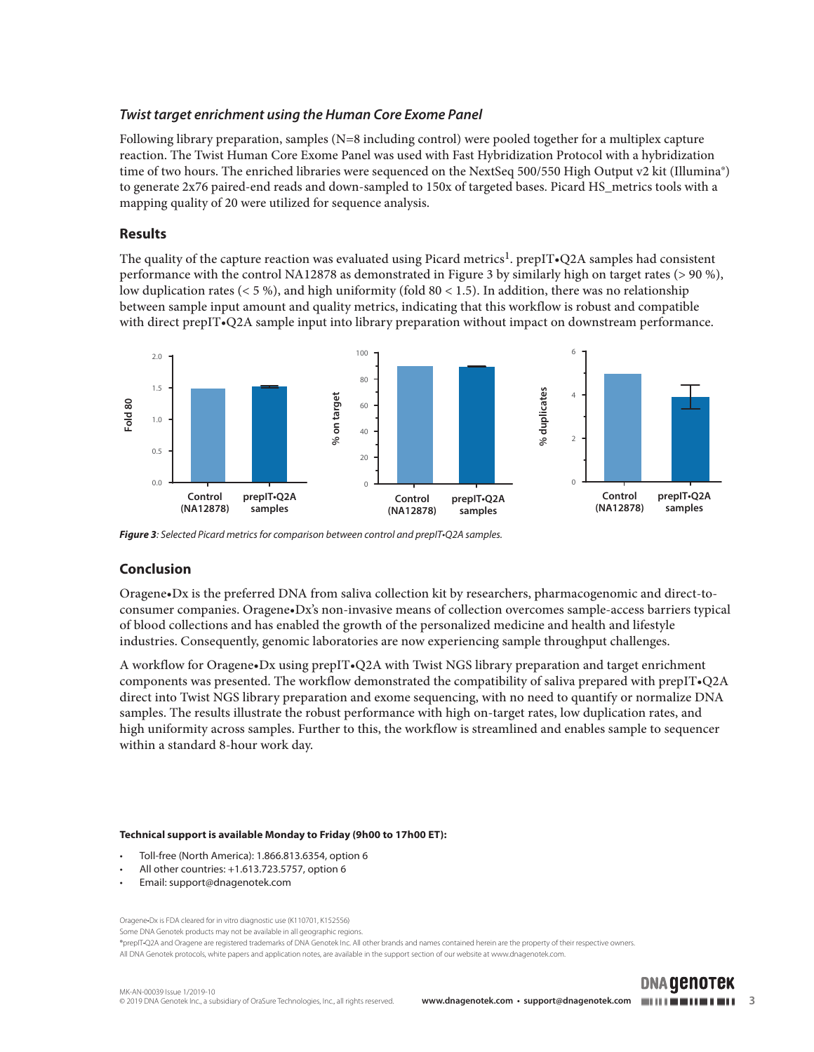### *Twist target enrichment using the Human Core Exome Panel*

Following library preparation, samples (N=8 including control) were pooled together for a multiplex capture reaction. The Twist Human Core Exome Panel was used with Fast Hybridization Protocol with a hybridization time of two hours. The enriched libraries were sequenced on the NextSeq 500/550 High Output v2 kit (Illumina®) to generate 2x76 paired-end reads and down-sampled to 150x of targeted bases. Picard HS_metrics tools with a mapping quality of 20 were utilized for sequence analysis.

## Results

The quality of the capture reaction was evaluated using Picard metrics[1]. prepIT•Q2A samples had consistent performance with the control NA12878 as demonstrated in Figure 3 by similarly high on target rates (> 90 %), low duplication rates (< 5 %), and high uniformity (fold 80 < 1.5). In addition, there was no relationship between sample input amount and quality metrics, indicating that this workflow is robust and compatible with direct prepIT•Q2A sample input into library preparation without impact on downstream performance.

Fold 80
2.0
1.5
1.0
0.5
0.0
Control (NA12878)
prepIT•Q2A samples

% on target
100
80
60
40
20
0
Control (NA12878)
prepIT•Q2A samples

% duplicates
6
4
2
0
Control (NA12878)
prepIT•Q2A samples

***Figure 3****: Selected Picard metrics for comparison between control and prepIT•Q2A samples.*

## Conclusion

Oragene•Dx is the preferred DNA from saliva collection kit by researchers, pharmacogenomic and direct-to-consumer companies. Oragene•Dx's non-invasive means of collection overcomes sample-access barriers typical of blood collections and has enabled the growth of the personalized medicine and health and lifestyle industries. Consequently, genomic laboratories are now experiencing sample throughput challenges.

A workflow for Oragene•Dx using prepIT•Q2A with Twist NGS library preparation and target enrichment components was presented. The workflow demonstrated the compatibility of saliva prepared with prepIT•Q2A direct into Twist NGS library preparation and exome sequencing, with no need to quantify or normalize DNA samples. The results illustrate the robust performance with high on-target rates, low duplication rates, and high uniformity across samples. Further to this, the workflow is streamlined and enables sample to sequencer within a standard 8-hour work day.

**Technical support is available Monday to Friday (9h00 to 17h00 ET):**

- Toll-free (North America): 1.866.813.6354, option 6
- All other countries: +1.613.723.5757, option 6
- Email: support@dnagenotek.com

Oragene•Dx is FDA cleared for in vitro diagnostic use (K110701, K152556)
Some DNA Genotek products may not be available in all geographic regions.
®prepIT•Q2A and Oragene are registered trademarks of DNA Genotek Inc. All other brands and names contained herein are the property of their respective owners.
All DNA Genotek protocols, white papers and application notes, are available in the support section of our website at www.dnagenotek.com.

MK-AN-00039 Issue 1/2019-10
© 2019 DNA Genotek Inc., a subsidiary of OraSure Technologies, Inc., all rights reserved.

**www.dnagenotek.com • support@dnagenotek.com**